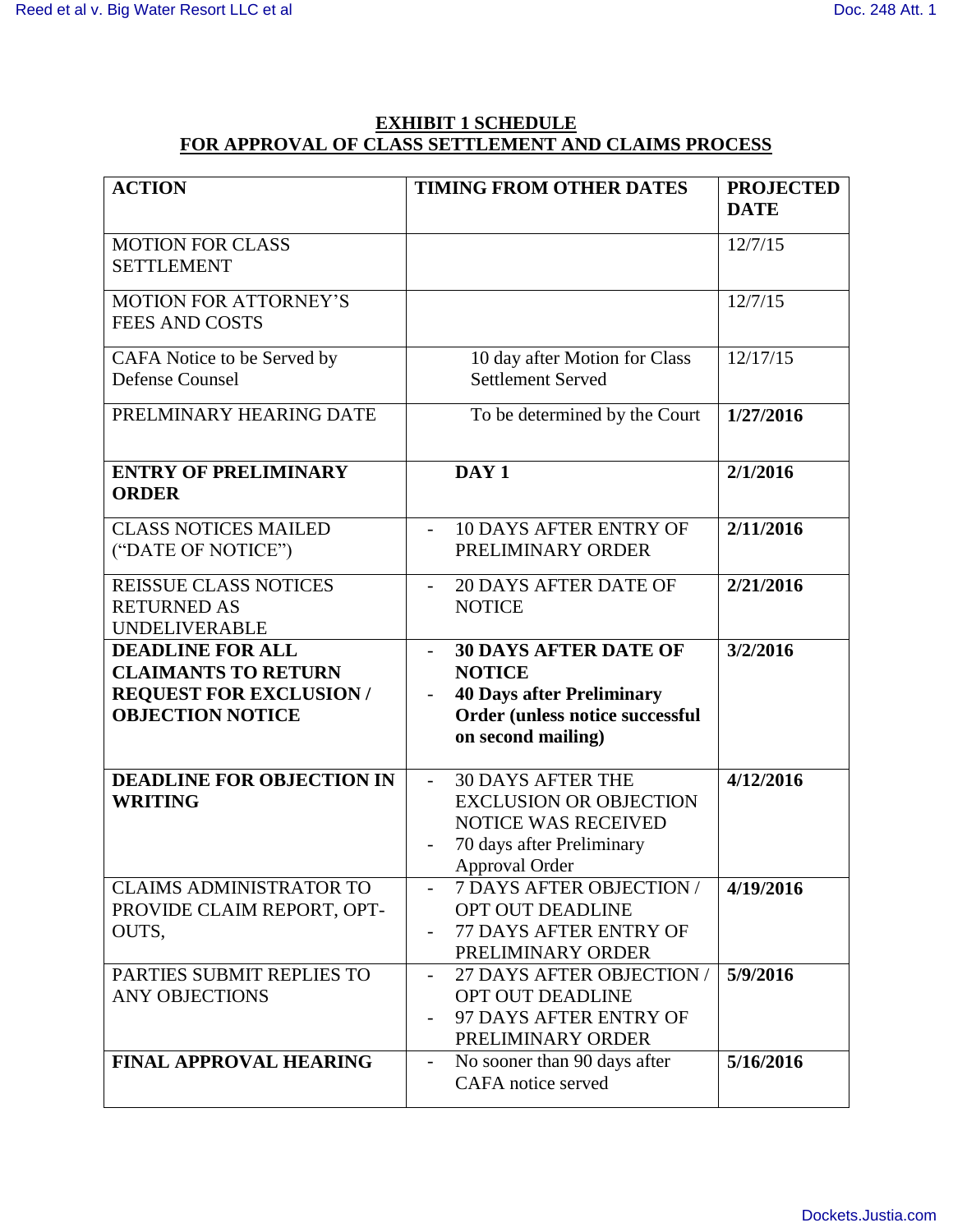# EXHIBIT 1 SCHEDULE
# FOR APPROVAL OF CLASS SETTLEMENT AND CLAIMS PROCESS

| ACTION | TIMING FROM OTHER DATES | PROJECTED DATE |
|---|---|---|
| MOTION FOR CLASS SETTLEMENT | | 12/7/15 |
| MOTION FOR ATTORNEY'S FEES AND COSTS | | 12/7/15 |
| CAFA Notice to be Served by Defense Counsel | 10 day after Motion for Class Settlement Served | 12/17/15 |
| PRELMINARY HEARING DATE | To be determined by the Court | **1/27/2016** |
| **ENTRY OF PRELIMINARY ORDER** | **DAY 1** | **2/1/2016** |
| CLASS NOTICES MAILED ("DATE OF NOTICE") | - 10 DAYS AFTER ENTRY OF PRELIMINARY ORDER | **2/11/2016** |
| REISSUE CLASS NOTICES RETURNED AS UNDELIVERABLE | - 20 DAYS AFTER DATE OF NOTICE | **2/21/2016** |
| **DEADLINE FOR ALL CLAIMANTS TO RETURN REQUEST FOR EXCLUSION / OBJECTION NOTICE** | - **30 DAYS AFTER DATE OF NOTICE**<br>- **40 Days after Preliminary Order (unless notice successful on second mailing)** | **3/2/2016** |
| **DEADLINE FOR OBJECTION IN WRITING** | - 30 DAYS AFTER THE EXCLUSION OR OBJECTION NOTICE WAS RECEIVED<br>- 70 days after Preliminary Approval Order | **4/12/2016** |
| CLAIMS ADMINISTRATOR TO PROVIDE CLAIM REPORT, OPT-OUTS, | - 7 DAYS AFTER OBJECTION / OPT OUT DEADLINE<br>- 77 DAYS AFTER ENTRY OF PRELIMINARY ORDER | **4/19/2016** |
| PARTIES SUBMIT REPLIES TO ANY OBJECTIONS | - 27 DAYS AFTER OBJECTION / OPT OUT DEADLINE<br>- 97 DAYS AFTER ENTRY OF PRELIMINARY ORDER | **5/9/2016** |
| **FINAL APPROVAL HEARING** | - No sooner than 90 days after CAFA notice served | **5/16/2016** |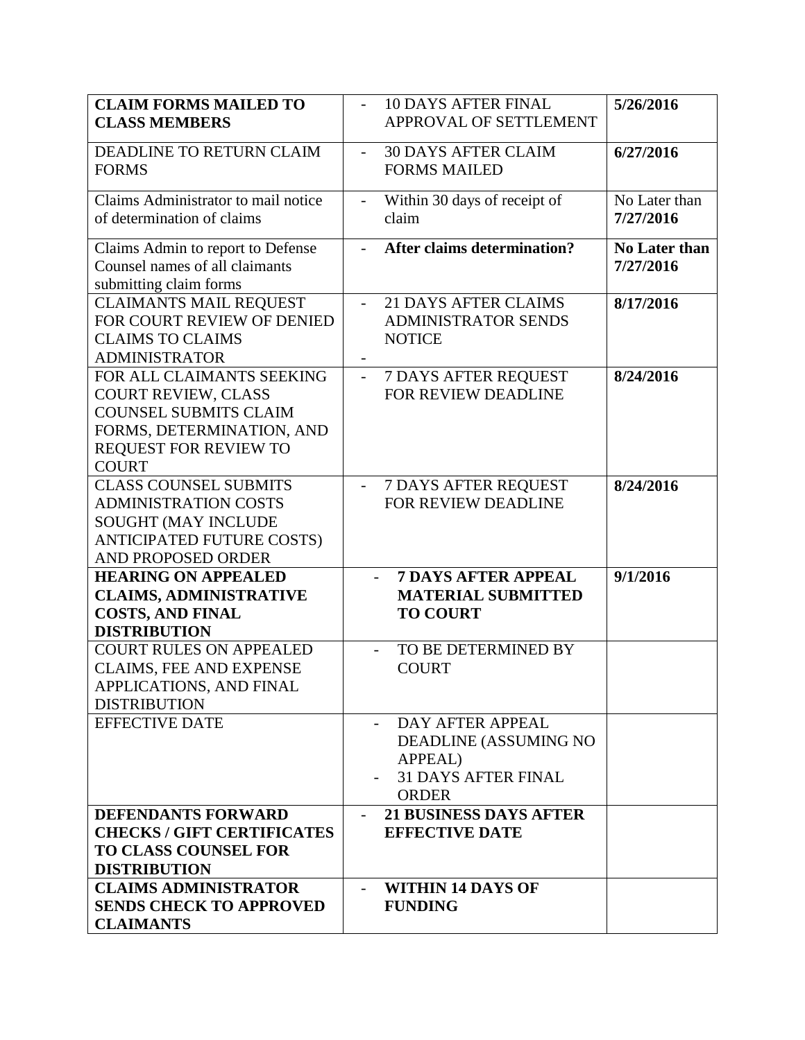| | | |
|---|---|---|
| **CLAIM FORMS MAILED TO CLASS MEMBERS** | - 10 DAYS AFTER FINAL APPROVAL OF SETTLEMENT | **5/26/2016** |
| DEADLINE TO RETURN CLAIM FORMS | - 30 DAYS AFTER CLAIM FORMS MAILED | **6/27/2016** |
| Claims Administrator to mail notice of determination of claims | - Within 30 days of receipt of claim | No Later than **7/27/2016** |
| Claims Admin to report to Defense Counsel names of all claimants submitting claim forms | - **After claims determination?** | **No Later than 7/27/2016** |
| CLAIMANTS MAIL REQUEST FOR COURT REVIEW OF DENIED CLAIMS TO CLAIMS ADMINISTRATOR | - 21 DAYS AFTER CLAIMS ADMINISTRATOR SENDS NOTICE<br>- | **8/17/2016** |
| FOR ALL CLAIMANTS SEEKING COURT REVIEW, CLASS COUNSEL SUBMITS CLAIM FORMS, DETERMINATION, AND REQUEST FOR REVIEW TO COURT | - 7 DAYS AFTER REQUEST FOR REVIEW DEADLINE | **8/24/2016** |
| CLASS COUNSEL SUBMITS ADMINISTRATION COSTS SOUGHT (MAY INCLUDE ANTICIPATED FUTURE COSTS) AND PROPOSED ORDER | - 7 DAYS AFTER REQUEST FOR REVIEW DEADLINE | **8/24/2016** |
| **HEARING ON APPEALED CLAIMS, ADMINISTRATIVE COSTS, AND FINAL DISTRIBUTION** | - **7 DAYS AFTER APPEAL MATERIAL SUBMITTED TO COURT** | **9/1/2016** |
| COURT RULES ON APPEALED CLAIMS, FEE AND EXPENSE APPLICATIONS, AND FINAL DISTRIBUTION | - TO BE DETERMINED BY COURT | |
| EFFECTIVE DATE | - DAY AFTER APPEAL DEADLINE (ASSUMING NO APPEAL)<br>- 31 DAYS AFTER FINAL ORDER | |
| **DEFENDANTS FORWARD CHECKS / GIFT CERTIFICATES TO CLASS COUNSEL FOR DISTRIBUTION** | - **21 BUSINESS DAYS AFTER EFFECTIVE DATE** | |
| **CLAIMS ADMINISTRATOR SENDS CHECK TO APPROVED CLAIMANTS** | - **WITHIN 14 DAYS OF FUNDING** | |